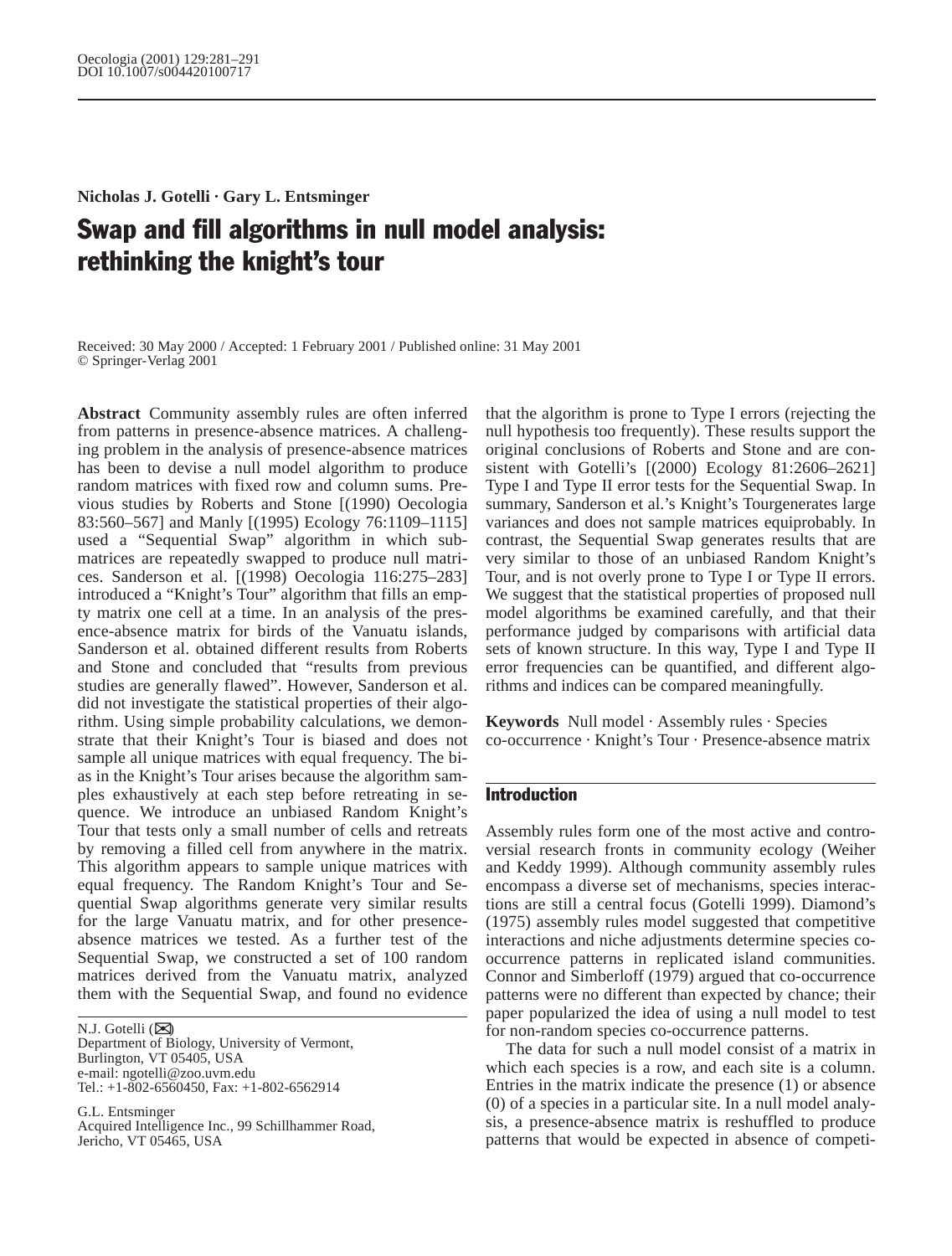Nicholas J. Gotelli · Gary L. Entsminger

# Swap and fill algorithms in null model analysis: rethinking the knight's tour

Received: 30 May 2000 / Accepted: 1 February 2001 / Published online: 31 May 2001
© Springer-Verlag 2001

**Abstract** Community assembly rules are often inferred from patterns in presence-absence matrices. A challenging problem in the analysis of presence-absence matrices has been to devise a null model algorithm to produce random matrices with fixed row and column sums. Previous studies by Roberts and Stone [(1990) Oecologia 83:560–567] and Manly [(1995) Ecology 76:1109–1115] used a "Sequential Swap" algorithm in which submatrices are repeatedly swapped to produce null matrices. Sanderson et al. [(1998) Oecologia 116:275–283] introduced a "Knight's Tour" algorithm that fills an empty matrix one cell at a time. In an analysis of the presence-absence matrix for birds of the Vanuatu islands, Sanderson et al. obtained different results from Roberts and Stone and concluded that "results from previous studies are generally flawed". However, Sanderson et al. did not investigate the statistical properties of their algorithm. Using simple probability calculations, we demonstrate that their Knight's Tour is biased and does not sample all unique matrices with equal frequency. The bias in the Knight's Tour arises because the algorithm samples exhaustively at each step before retreating in sequence. We introduce an unbiased Random Knight's Tour that tests only a small number of cells and retreats by removing a filled cell from anywhere in the matrix. This algorithm appears to sample unique matrices with equal frequency. The Random Knight's Tour and Sequential Swap algorithms generate very similar results for the large Vanuatu matrix, and for other presence-absence matrices we tested. As a further test of the Sequential Swap, we constructed a set of 100 random matrices derived from the Vanuatu matrix, analyzed them with the Sequential Swap, and found no evidence that the algorithm is prone to Type I errors (rejecting the null hypothesis too frequently). These results support the original conclusions of Roberts and Stone and are consistent with Gotelli's [(2000) Ecology 81:2606–2621] Type I and Type II error tests for the Sequential Swap. In summary, Sanderson et al.'s Knight's Tourgenerates large variances and does not sample matrices equiprobably. In contrast, the Sequential Swap generates results that are very similar to those of an unbiased Random Knight's Tour, and is not overly prone to Type I or Type II errors. We suggest that the statistical properties of proposed null model algorithms be examined carefully, and that their performance judged by comparisons with artificial data sets of known structure. In this way, Type I and Type II error frequencies can be quantified, and different algorithms and indices can be compared meaningfully.

**Keywords** Null model · Assembly rules · Species co-occurrence · Knight's Tour · Presence-absence matrix

N.J. Gotelli (✉)
Department of Biology, University of Vermont,
Burlington, VT 05405, USA
e-mail: ngotelli@zoo.uvm.edu
Tel.: +1-802-6560450, Fax: +1-802-6562914

G.L. Entsminger
Acquired Intelligence Inc., 99 Schillhammer Road,
Jericho, VT 05465, USA

## Introduction

Assembly rules form one of the most active and controversial research fronts in community ecology (Weiher and Keddy 1999). Although community assembly rules encompass a diverse set of mechanisms, species interactions are still a central focus (Gotelli 1999). Diamond's (1975) assembly rules model suggested that competitive interactions and niche adjustments determine species co-occurrence patterns in replicated island communities. Connor and Simberloff (1979) argued that co-occurrence patterns were no different than expected by chance; their paper popularized the idea of using a null model to test for non-random species co-occurrence patterns.

The data for such a null model consist of a matrix in which each species is a row, and each site is a column. Entries in the matrix indicate the presence (1) or absence (0) of a species in a particular site. In a null model analysis, a presence-absence matrix is reshuffled to produce patterns that would be expected in absence of competi-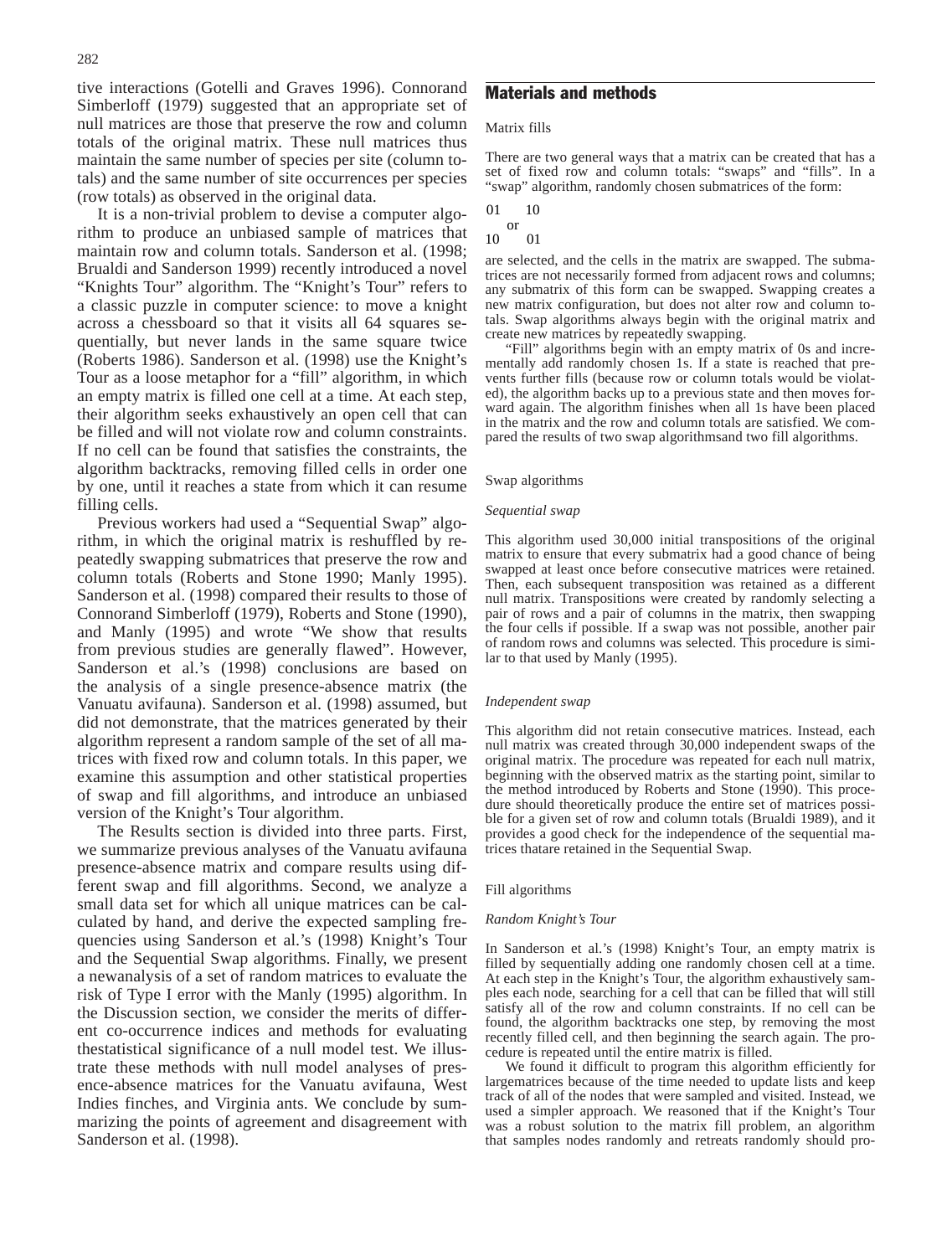tive interactions (Gotelli and Graves 1996). Connorand Simberloff (1979) suggested that an appropriate set of null matrices are those that preserve the row and column totals of the original matrix. These null matrices thus maintain the same number of species per site (column totals) and the same number of site occurrences per species (row totals) as observed in the original data.

It is a non-trivial problem to devise a computer algorithm to produce an unbiased sample of matrices that maintain row and column totals. Sanderson et al. (1998; Brualdi and Sanderson 1999) recently introduced a novel "Knights Tour" algorithm. The "Knight's Tour" refers to a classic puzzle in computer science: to move a knight across a chessboard so that it visits all 64 squares sequentially, but never lands in the same square twice (Roberts 1986). Sanderson et al. (1998) use the Knight's Tour as a loose metaphor for a "fill" algorithm, in which an empty matrix is filled one cell at a time. At each step, their algorithm seeks exhaustively an open cell that can be filled and will not violate row and column constraints. If no cell can be found that satisfies the constraints, the algorithm backtracks, removing filled cells in order one by one, until it reaches a state from which it can resume filling cells.

Previous workers had used a "Sequential Swap" algorithm, in which the original matrix is reshuffled by repeatedly swapping submatrices that preserve the row and column totals (Roberts and Stone 1990; Manly 1995). Sanderson et al. (1998) compared their results to those of Connorand Simberloff (1979), Roberts and Stone (1990), and Manly (1995) and wrote "We show that results from previous studies are generally flawed". However, Sanderson et al.'s (1998) conclusions are based on the analysis of a single presence-absence matrix (the Vanuatu avifauna). Sanderson et al. (1998) assumed, but did not demonstrate, that the matrices generated by their algorithm represent a random sample of the set of all matrices with fixed row and column totals. In this paper, we examine this assumption and other statistical properties of swap and fill algorithms, and introduce an unbiased version of the Knight's Tour algorithm.

The Results section is divided into three parts. First, we summarize previous analyses of the Vanuatu avifauna presence-absence matrix and compare results using different swap and fill algorithms. Second, we analyze a small data set for which all unique matrices can be calculated by hand, and derive the expected sampling frequencies using Sanderson et al.'s (1998) Knight's Tour and the Sequential Swap algorithms. Finally, we present a newanalysis of a set of random matrices to evaluate the risk of Type I error with the Manly (1995) algorithm. In the Discussion section, we consider the merits of different co-occurrence indices and methods for evaluating thestatistical significance of a null model test. We illustrate these methods with null model analyses of presence-absence matrices for the Vanuatu avifauna, West Indies finches, and Virginia ants. We conclude by summarizing the points of agreement and disagreement with Sanderson et al. (1998).

## Materials and methods

### Matrix fills

There are two general ways that a matrix can be created that has a set of fixed row and column totals: "swaps" and "fills". In a "swap" algorithm, randomly chosen submatrices of the form:

```
01      10
    or
10      01
```

are selected, and the cells in the matrix are swapped. The submatrices are not necessarily formed from adjacent rows and columns; any submatrix of this form can be swapped. Swapping creates a new matrix configuration, but does not alter row and column totals. Swap algorithms always begin with the original matrix and create new matrices by repeatedly swapping.

"Fill" algorithms begin with an empty matrix of 0s and incrementally add randomly chosen 1s. If a state is reached that prevents further fills (because row or column totals would be violated), the algorithm backs up to a previous state and then moves forward again. The algorithm finishes when all 1s have been placed in the matrix and the row and column totals are satisfied. We compared the results of two swap algorithmsand two fill algorithms.

### Swap algorithms

#### *Sequential swap*

This algorithm used 30,000 initial transpositions of the original matrix to ensure that every submatrix had a good chance of being swapped at least once before consecutive matrices were retained. Then, each subsequent transposition was retained as a different null matrix. Transpositions were created by randomly selecting a pair of rows and a pair of columns in the matrix, then swapping the four cells if possible. If a swap was not possible, another pair of random rows and columns was selected. This procedure is similar to that used by Manly (1995).

#### *Independent swap*

This algorithm did not retain consecutive matrices. Instead, each null matrix was created through 30,000 independent swaps of the original matrix. The procedure was repeated for each null matrix, beginning with the observed matrix as the starting point, similar to the method introduced by Roberts and Stone (1990). This procedure should theoretically produce the entire set of matrices possible for a given set of row and column totals (Brualdi 1989), and it provides a good check for the independence of the sequential matrices thatare retained in the Sequential Swap.

### Fill algorithms

#### *Random Knight's Tour*

In Sanderson et al.'s (1998) Knight's Tour, an empty matrix is filled by sequentially adding one randomly chosen cell at a time. At each step in the Knight's Tour, the algorithm exhaustively samples each node, searching for a cell that can be filled that will still satisfy all of the row and column constraints. If no cell can be found, the algorithm backtracks one step, by removing the most recently filled cell, and then beginning the search again. The procedure is repeated until the entire matrix is filled.

We found it difficult to program this algorithm efficiently for largematrices because of the time needed to update lists and keep track of all of the nodes that were sampled and visited. Instead, we used a simpler approach. We reasoned that if the Knight's Tour was a robust solution to the matrix fill problem, an algorithm that samples nodes randomly and retreats randomly should pro-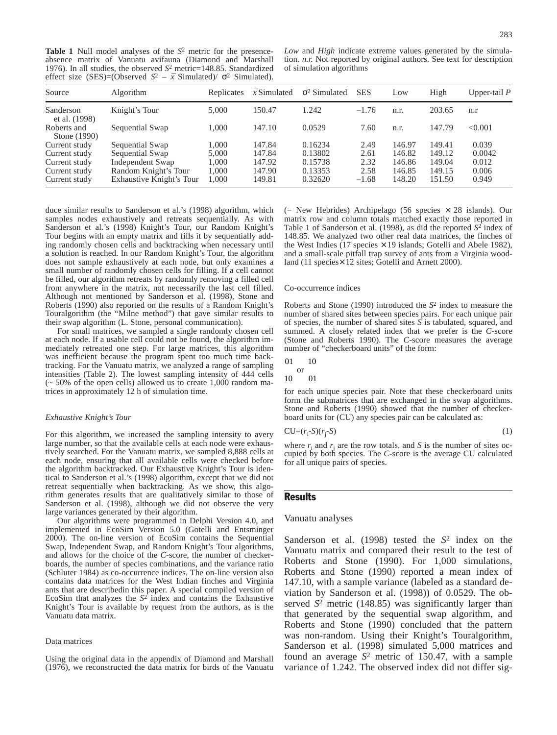**Table 1** Null model analyses of the $S^2$ metric for the presence-absence matrix of Vanuatu avifauna (Diamond and Marshall 1976). In all studies, the observed $S^2$ metric=148.85. Standardized effect size (SES)=(Observed $S^2$ – $\bar{x}$ Simulated)/ $\sigma^2$ Simulated). *Low* and *High* indicate extreme values generated by the simulation. *n.r.* Not reported by original authors. See text for description of simulation algorithms

| Source | Algorithm | Replicates | $\bar{x}$ Simulated | $\sigma^2$ Simulated | SES | Low | High | Upper-tail *P* |
|---|---|---|---|---|---|---|---|---|
| Sanderson et al. (1998) | Knight's Tour | 5,000 | 150.47 | 1.242 | –1.76 | n.r. | 203.65 | n.r |
| Roberts and Stone (1990) | Sequential Swap | 1,000 | 147.10 | 0.0529 | 7.60 | n.r. | 147.79 | <0.001 |
| Current study | Sequential Swap | 1,000 | 147.84 | 0.16234 | 2.49 | 146.97 | 149.41 | 0.039 |
| Current study | Sequential Swap | 5,000 | 147.84 | 0.13802 | 2.61 | 146.82 | 149.12 | 0.0042 |
| Current study | Independent Swap | 1,000 | 147.92 | 0.15738 | 2.32 | 146.86 | 149.04 | 0.012 |
| Current study | Random Knight's Tour | 1,000 | 147.90 | 0.13353 | 2.58 | 146.85 | 149.15 | 0.006 |
| Current study | Exhaustive Knight's Tour | 1,000 | 149.81 | 0.32620 | –1.68 | 148.20 | 151.50 | 0.949 |

duce similar results to Sanderson et al.'s (1998) algorithm, which samples nodes exhaustively and retreats sequentially. As with Sanderson et al.'s (1998) Knight's Tour, our Random Knight's Tour begins with an empty matrix and fills it by sequentially adding randomly chosen cells and backtracking when necessary until a solution is reached. In our Random Knight's Tour, the algorithm does not sample exhaustively at each node, but only examines a small number of randomly chosen cells for filling. If a cell cannot be filled, our algorithm retreats by randomly removing a filled cell from anywhere in the matrix, not necessarily the last cell filled. Although not mentioned by Sanderson et al. (1998), Stone and Roberts (1990) also reported on the results of a Random Knight's Touralgorithm (the "Milne method") that gave similar results to their swap algorithm (L. Stone, personal communication).

For small matrices, we sampled a single randomly chosen cell at each node. If a usable cell could not be found, the algorithm immediately retreated one step. For large matrices, this algorithm was inefficient because the program spent too much time backtracking. For the Vanuatu matrix, we analyzed a range of sampling intensities (Table 2). The lowest sampling intensity of 444 cells (~ 50% of the open cells) allowed us to create 1,000 random matrices in approximately 12 h of simulation time.

### *Exhaustive Knight's Tour*

For this algorithm, we increased the sampling intensity to avery large number, so that the available cells at each node were exhaustively searched. For the Vanuatu matrix, we sampled 8,888 cells at each node, ensuring that all available cells were checked before the algorithm backtracked. Our Exhaustive Knight's Tour is identical to Sanderson et al.'s (1998) algorithm, except that we did not retreat sequentially when backtracking. As we show, this algorithm generates results that are qualitatively similar to those of Sanderson et al. (1998), although we did not observe the very large variances generated by their algorithm.

Our algorithms were programmed in Delphi Version 4.0, and implemented in EcoSim Version 5.0 (Gotelli and Entsminger 2000). The on-line version of EcoSim contains the Sequential Swap, Independent Swap, and Random Knight's Tour algorithms, and allows for the choice of the *C*-score, the number of checkerboards, the number of species combinations, and the variance ratio (Schluter 1984) as co-occurrence indices. The on-line version also contains data matrices for the West Indian finches and Virginia ants that are describedin this paper. A special compiled version of EcoSim that analyzes the $S^2$ index and contains the Exhaustive Knight's Tour is available by request from the authors, as is the Vanuatu data matrix.

### Data matrices

Using the original data in the appendix of Diamond and Marshall (1976), we reconstructed the data matrix for birds of the Vanuatu (= New Hebrides) Archipelago (56 species × 28 islands). Our matrix row and column totals matched exactly those reported in Table 1 of Sanderson et al. (1998), as did the reported $S^2$ index of 148.85. We analyzed two other real data matrices, the finches of the West Indies (17 species × 19 islands; Gotelli and Abele 1982), and a small-scale pitfall trap survey of ants from a Virginia woodland (11 species×12 sites; Gotelli and Arnett 2000).

### Co-occurrence indices

Roberts and Stone (1990) introduced the $S^2$ index to measure the number of shared sites between species pairs. For each unique pair of species, the number of shared sites $S$ is tabulated, squared, and summed. A closely related index that we prefer is the *C*-score (Stone and Roberts 1990). The *C*-score measures the average number of "checkerboard units" of the form:

$$\begin{matrix} 01 & & 10 \\ 10 & \text{or} & 01 \end{matrix}$$

for each unique species pair. Note that these checkerboard units form the submatrices that are exchanged in the swap algorithms. Stone and Roberts (1990) showed that the number of checkerboard units for (CU) any species pair can be calculated as:

$$CU=(r_i\text{-}S)(r_j\text{-}S) \quad (1)$$

where $r_i$ and $r_j$ are the row totals, and $S$ is the number of sites occupied by both species. The *C*-score is the average CU calculated for all unique pairs of species.

## Results

### Vanuatu analyses

Sanderson et al. (1998) tested the $S^2$ index on the Vanuatu matrix and compared their result to the test of Roberts and Stone (1990). For 1,000 simulations, Roberts and Stone (1990) reported a mean index of 147.10, with a sample variance (labeled as a standard deviation by Sanderson et al. (1998)) of 0.0529. The observed $S^2$ metric (148.85) was significantly larger than that generated by the sequential swap algorithm, and Roberts and Stone (1990) concluded that the pattern was non-random. Using their Knight's Touralgorithm, Sanderson et al. (1998) simulated 5,000 matrices and found an average $S^2$ metric of 150.47, with a sample variance of 1.242. The observed index did not differ sig-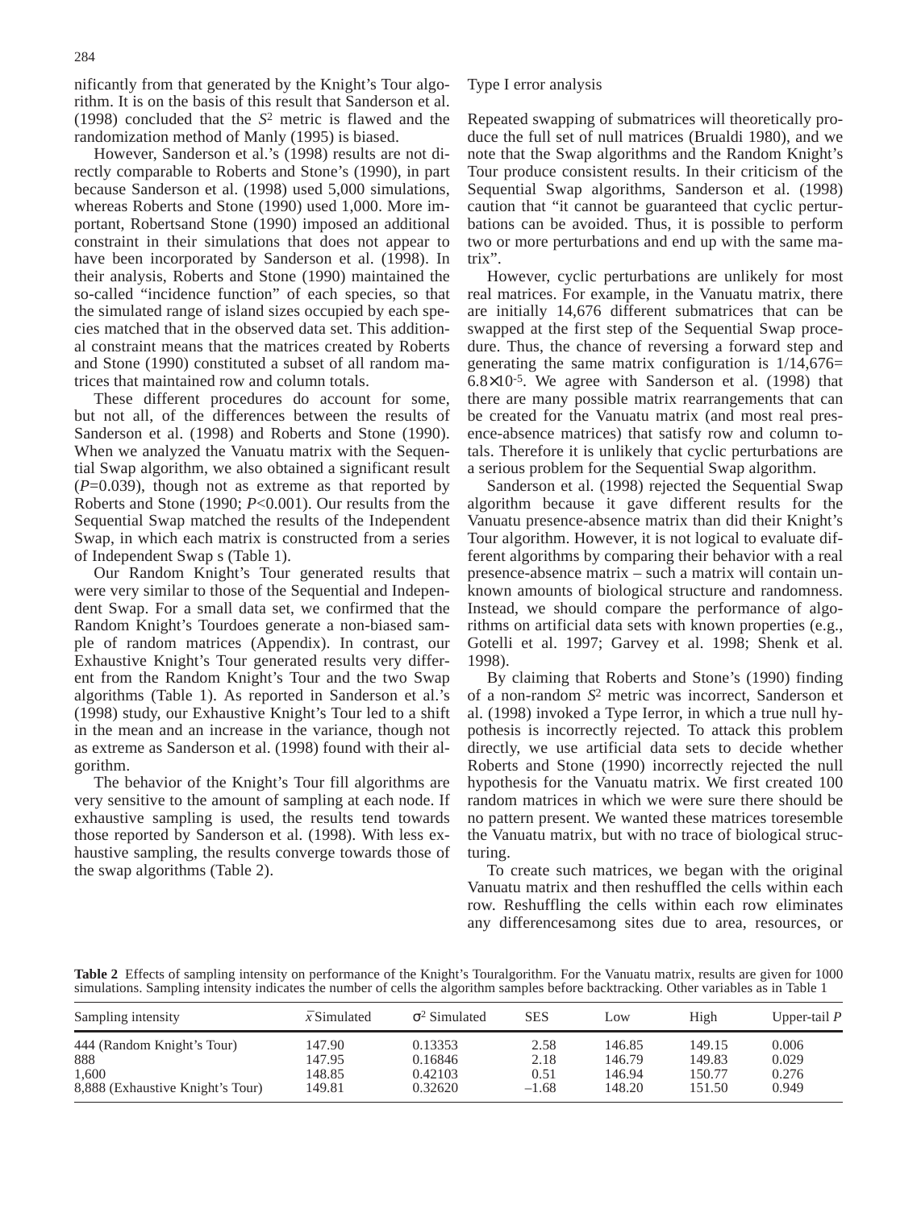nificantly from that generated by the Knight's Tour algorithm. It is on the basis of this result that Sanderson et al. (1998) concluded that the $S^2$ metric is flawed and the randomization method of Manly (1995) is biased.

However, Sanderson et al.'s (1998) results are not directly comparable to Roberts and Stone's (1990), in part because Sanderson et al. (1998) used 5,000 simulations, whereas Roberts and Stone (1990) used 1,000. More important, Robertsand Stone (1990) imposed an additional constraint in their simulations that does not appear to have been incorporated by Sanderson et al. (1998). In their analysis, Roberts and Stone (1990) maintained the so-called "incidence function" of each species, so that the simulated range of island sizes occupied by each species matched that in the observed data set. This additional constraint means that the matrices created by Roberts and Stone (1990) constituted a subset of all random matrices that maintained row and column totals.

These different procedures do account for some, but not all, of the differences between the results of Sanderson et al. (1998) and Roberts and Stone (1990). When we analyzed the Vanuatu matrix with the Sequential Swap algorithm, we also obtained a significant result ($P$=0.039), though not as extreme as that reported by Roberts and Stone (1990; $P$<0.001). Our results from the Sequential Swap matched the results of the Independent Swap, in which each matrix is constructed from a series of Independent Swap s (Table 1).

Our Random Knight's Tour generated results that were very similar to those of the Sequential and Independent Swap. For a small data set, we confirmed that the Random Knight's Tourdoes generate a non-biased sample of random matrices (Appendix). In contrast, our Exhaustive Knight's Tour generated results very different from the Random Knight's Tour and the two Swap algorithms (Table 1). As reported in Sanderson et al.'s (1998) study, our Exhaustive Knight's Tour led to a shift in the mean and an increase in the variance, though not as extreme as Sanderson et al. (1998) found with their algorithm.

The behavior of the Knight's Tour fill algorithms are very sensitive to the amount of sampling at each node. If exhaustive sampling is used, the results tend towards those reported by Sanderson et al. (1998). With less exhaustive sampling, the results converge towards those of the swap algorithms (Table 2).

Type I error analysis

Repeated swapping of submatrices will theoretically produce the full set of null matrices (Brualdi 1980), and we note that the Swap algorithms and the Random Knight's Tour produce consistent results. In their criticism of the Sequential Swap algorithms, Sanderson et al. (1998) caution that "it cannot be guaranteed that cyclic perturbations can be avoided. Thus, it is possible to perform two or more perturbations and end up with the same matrix".

However, cyclic perturbations are unlikely for most real matrices. For example, in the Vanuatu matrix, there are initially 14,676 different submatrices that can be swapped at the first step of the Sequential Swap procedure. Thus, the chance of reversing a forward step and generating the same matrix configuration is $1/14{,}676= 6.8\times10^{-5}$. We agree with Sanderson et al. (1998) that there are many possible matrix rearrangements that can be created for the Vanuatu matrix (and most real presence-absence matrices) that satisfy row and column totals. Therefore it is unlikely that cyclic perturbations are a serious problem for the Sequential Swap algorithm.

Sanderson et al. (1998) rejected the Sequential Swap algorithm because it gave different results for the Vanuatu presence-absence matrix than did their Knight's Tour algorithm. However, it is not logical to evaluate different algorithms by comparing their behavior with a real presence-absence matrix – such a matrix will contain unknown amounts of biological structure and randomness. Instead, we should compare the performance of algorithms on artificial data sets with known properties (e.g., Gotelli et al. 1997; Garvey et al. 1998; Shenk et al. 1998).

By claiming that Roberts and Stone's (1990) finding of a non-random $S^2$ metric was incorrect, Sanderson et al. (1998) invoked a Type Ierror, in which a true null hypothesis is incorrectly rejected. To attack this problem directly, we use artificial data sets to decide whether Roberts and Stone (1990) incorrectly rejected the null hypothesis for the Vanuatu matrix. We first created 100 random matrices in which we were sure there should be no pattern present. We wanted these matrices toresemble the Vanuatu matrix, but with no trace of biological structuring.

To create such matrices, we began with the original Vanuatu matrix and then reshuffled the cells within each row. Reshuffling the cells within each row eliminates any differencesamong sites due to area, resources, or

**Table 2** Effects of sampling intensity on performance of the Knight's Touralgorithm. For the Vanuatu matrix, results are given for 1000 simulations. Sampling intensity indicates the number of cells the algorithm samples before backtracking. Other variables as in Table 1

| Sampling intensity | $\bar{x}$ Simulated | $\sigma^2$ Simulated | SES | Low | High | Upper-tail $P$ |
|---|---|---|---|---|---|---|
| 444 (Random Knight's Tour) | 147.90 | 0.13353 | 2.58 | 146.85 | 149.15 | 0.006 |
| 888 | 147.95 | 0.16846 | 2.18 | 146.79 | 149.83 | 0.029 |
| 1,600 | 148.85 | 0.42103 | 0.51 | 146.94 | 150.77 | 0.276 |
| 8,888 (Exhaustive Knight's Tour) | 149.81 | 0.32620 | –1.68 | 148.20 | 151.50 | 0.949 |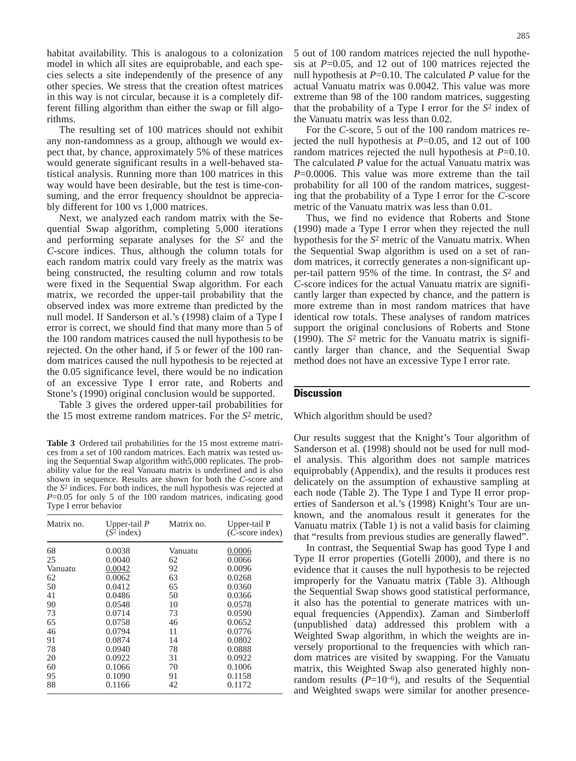habitat availability. This is analogous to a colonization model in which all sites are equiprobable, and each species selects a site independently of the presence of any other species. We stress that the creation oftest matrices in this way is not circular, because it is a completely different filling algorithm than either the swap or fill algorithms.

The resulting set of 100 matrices should not exhibit any non-randomness as a group, although we would expect that, by chance, approximately 5% of these matrices would generate significant results in a well-behaved statistical analysis. Running more than 100 matrices in this way would have been desirable, but the test is time-consuming, and the error frequency shouldnot be appreciably different for 100 vs 1,000 matrices.

Next, we analyzed each random matrix with the Sequential Swap algorithm, completing 5,000 iterations and performing separate analyses for the $S^2$ and the *C*-score indices. Thus, although the column totals for each random matrix could vary freely as the matrix was being constructed, the resulting column and row totals were fixed in the Sequential Swap algorithm. For each matrix, we recorded the upper-tail probability that the observed index was more extreme than predicted by the null model. If Sanderson et al.'s (1998) claim of a Type I error is correct, we should find that many more than 5 of the 100 random matrices caused the null hypothesis to be rejected. On the other hand, if 5 or fewer of the 100 random matrices caused the null hypothesis to be rejected at the 0.05 significance level, there would be no indication of an excessive Type I error rate, and Roberts and Stone's (1990) original conclusion would be supported.

Table 3 gives the ordered upper-tail probabilities for the 15 most extreme random matrices. For the $S^2$ metric,

**Table 3** Ordered tail probabilities for the 15 most extreme matrices from a set of 100 random matrices. Each matrix was tested using the Sequential Swap algorithm with5,000 replicates. The probability value for the real Vanuatu matrix is underlined and is also shown in sequence. Results are shown for both the *C*-score and the $S^2$ indices. For both indices, the null hypothesis was rejected at $P$=0.05 for only 5 of the 100 random matrices, indicating good Type I error behavior

| Matrix no. | Upper-tail $P$ ($S^2$ index) | Matrix no. | Upper-tail P (*C*-score index) |
|---|---|---|---|
| 68 | 0.0038 | Vanuatu | <u>0.0006</u> |
| 25 | 0.0040 | 62 | 0.0066 |
| Vanuatu | <u>0.0042</u> | 92 | 0.0096 |
| 62 | 0.0062 | 63 | 0.0268 |
| 50 | 0.0412 | 65 | 0.0360 |
| 41 | 0.0486 | 50 | 0.0366 |
| 90 | 0.0548 | 10 | 0.0578 |
| 73 | 0.0714 | 73 | 0.0590 |
| 65 | 0.0758 | 46 | 0.0652 |
| 46 | 0.0794 | 11 | 0.0776 |
| 91 | 0.0874 | 14 | 0.0802 |
| 78 | 0.0940 | 78 | 0.0888 |
| 20 | 0.0922 | 31 | 0.0922 |
| 60 | 0.1066 | 70 | 0.1006 |
| 95 | 0.1090 | 91 | 0.1158 |
| 88 | 0.1166 | 42 | 0.1172 |

5 out of 100 random matrices rejected the null hypothesis at $P$=0.05, and 12 out of 100 matrices rejected the null hypothesis at $P$=0.10. The calculated $P$ value for the actual Vanuatu matrix was 0.0042. This value was more extreme than 98 of the 100 random matrices, suggesting that the probability of a Type I error for the $S^2$ index of the Vanuatu matrix was less than 0.02.

For the *C*-score, 5 out of the 100 random matrices rejected the null hypothesis at $P$=0.05, and 12 out of 100 random matrices rejected the null hypothesis at $P$=0.10. The calculated $P$ value for the actual Vanuatu matrix was $P$=0.0006. This value was more extreme than the tail probability for all 100 of the random matrices, suggesting that the probability of a Type I error for the *C*-score metric of the Vanuatu matrix was less than 0.01.

Thus, we find no evidence that Roberts and Stone (1990) made a Type I error when they rejected the null hypothesis for the $S^2$ metric of the Vanuatu matrix. When the Sequential Swap algorithm is used on a set of random matrices, it correctly generates a non-significant upper-tail pattern 95% of the time. In contrast, the $S^2$ and *C*-score indices for the actual Vanuatu matrix are significantly larger than expected by chance, and the pattern is more extreme than in most random matrices that have identical row totals. These analyses of random matrices support the original conclusions of Roberts and Stone (1990). The $S^2$ metric for the Vanuatu matrix is significantly larger than chance, and the Sequential Swap method does not have an excessive Type I error rate.

## Discussion

Which algorithm should be used?

Our results suggest that the Knight's Tour algorithm of Sanderson et al. (1998) should not be used for null model analysis. This algorithm does not sample matrices equiprobably (Appendix), and the results it produces rest delicately on the assumption of exhaustive sampling at each node (Table 2). The Type I and Type II error properties of Sanderson et al.'s (1998) Knight's Tour are unknown, and the anomalous result it generates for the Vanuatu matrix (Table 1) is not a valid basis for claiming that "results from previous studies are generally flawed".

In contrast, the Sequential Swap has good Type I and Type II error properties (Gotelli 2000), and there is no evidence that it causes the null hypothesis to be rejected improperly for the Vanuatu matrix (Table 3). Although the Sequential Swap shows good statistical performance, it also has the potential to generate matrices with unequal frequencies (Appendix). Zaman and Simberloff (unpublished data) addressed this problem with a Weighted Swap algorithm, in which the weights are inversely proportional to the frequencies with which random matrices are visited by swapping. For the Vanuatu matrix, this Weighted Swap also generated highly nonrandom results ($P$=$10^{-6}$), and results of the Sequential and Weighted swaps were similar for another presence-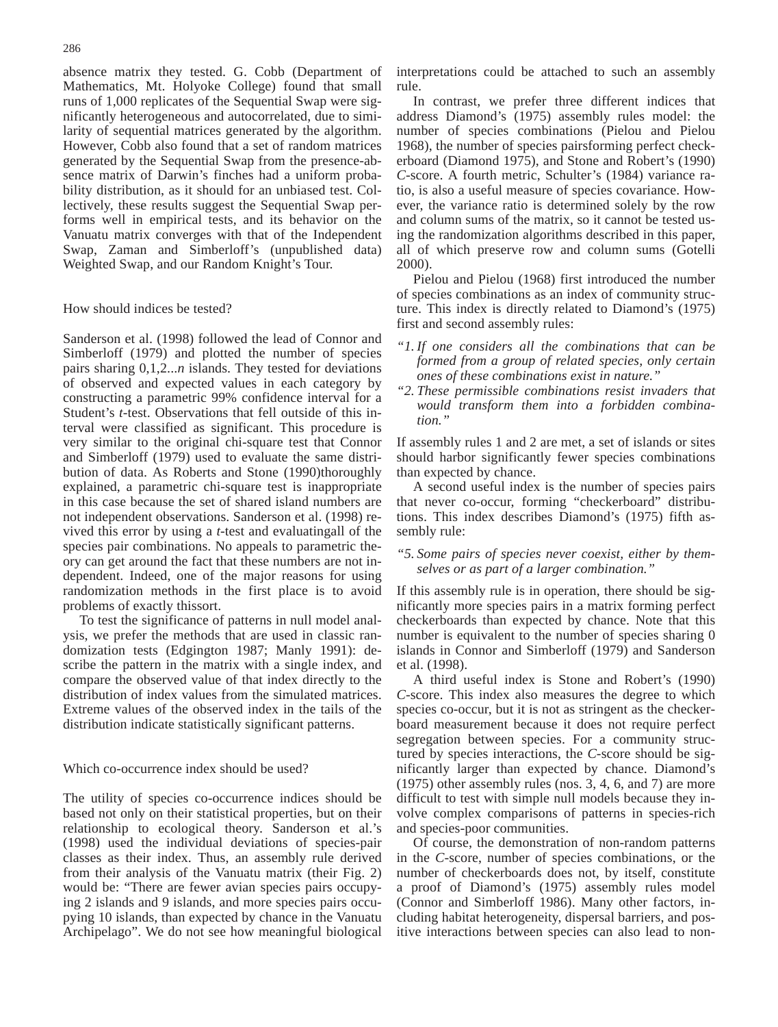absence matrix they tested. G. Cobb (Department of Mathematics, Mt. Holyoke College) found that small runs of 1,000 replicates of the Sequential Swap were significantly heterogeneous and autocorrelated, due to similarity of sequential matrices generated by the algorithm. However, Cobb also found that a set of random matrices generated by the Sequential Swap from the presence-absence matrix of Darwin's finches had a uniform probability distribution, as it should for an unbiased test. Collectively, these results suggest the Sequential Swap performs well in empirical tests, and its behavior on the Vanuatu matrix converges with that of the Independent Swap, Zaman and Simberloff's (unpublished data) Weighted Swap, and our Random Knight's Tour.

## How should indices be tested?

Sanderson et al. (1998) followed the lead of Connor and Simberloff (1979) and plotted the number of species pairs sharing 0,1,2...*n* islands. They tested for deviations of observed and expected values in each category by constructing a parametric 99% confidence interval for a Student's *t*-test. Observations that fell outside of this interval were classified as significant. This procedure is very similar to the original chi-square test that Connor and Simberloff (1979) used to evaluate the same distribution of data. As Roberts and Stone (1990)thoroughly explained, a parametric chi-square test is inappropriate in this case because the set of shared island numbers are not independent observations. Sanderson et al. (1998) revived this error by using a *t*-test and evaluatingall of the species pair combinations. No appeals to parametric theory can get around the fact that these numbers are not independent. Indeed, one of the major reasons for using randomization methods in the first place is to avoid problems of exactly thissort.

To test the significance of patterns in null model analysis, we prefer the methods that are used in classic randomization tests (Edgington 1987; Manly 1991): describe the pattern in the matrix with a single index, and compare the observed value of that index directly to the distribution of index values from the simulated matrices. Extreme values of the observed index in the tails of the distribution indicate statistically significant patterns.

## Which co-occurrence index should be used?

The utility of species co-occurrence indices should be based not only on their statistical properties, but on their relationship to ecological theory. Sanderson et al.'s (1998) used the individual deviations of species-pair classes as their index. Thus, an assembly rule derived from their analysis of the Vanuatu matrix (their Fig. 2) would be: "There are fewer avian species pairs occupying 2 islands and 9 islands, and more species pairs occupying 10 islands, than expected by chance in the Vanuatu Archipelago". We do not see how meaningful biological interpretations could be attached to such an assembly rule.

In contrast, we prefer three different indices that address Diamond's (1975) assembly rules model: the number of species combinations (Pielou and Pielou 1968), the number of species pairsforming perfect checkerboard (Diamond 1975), and Stone and Robert's (1990) *C*-score. A fourth metric, Schulter's (1984) variance ratio, is also a useful measure of species covariance. However, the variance ratio is determined solely by the row and column sums of the matrix, so it cannot be tested using the randomization algorithms described in this paper, all of which preserve row and column sums (Gotelli 2000).

Pielou and Pielou (1968) first introduced the number of species combinations as an index of community structure. This index is directly related to Diamond's (1975) first and second assembly rules:

*"1. If one considers all the combinations that can be formed from a group of related species, only certain ones of these combinations exist in nature."*

*"2. These permissible combinations resist invaders that would transform them into a forbidden combination."*

If assembly rules 1 and 2 are met, a set of islands or sites should harbor significantly fewer species combinations than expected by chance.

A second useful index is the number of species pairs that never co-occur, forming "checkerboard" distributions. This index describes Diamond's (1975) fifth assembly rule:

*"5. Some pairs of species never coexist, either by themselves or as part of a larger combination."*

If this assembly rule is in operation, there should be significantly more species pairs in a matrix forming perfect checkerboards than expected by chance. Note that this number is equivalent to the number of species sharing 0 islands in Connor and Simberloff (1979) and Sanderson et al. (1998).

A third useful index is Stone and Robert's (1990) *C*-score. This index also measures the degree to which species co-occur, but it is not as stringent as the checkerboard measurement because it does not require perfect segregation between species. For a community structured by species interactions, the *C*-score should be significantly larger than expected by chance. Diamond's (1975) other assembly rules (nos. 3, 4, 6, and 7) are more difficult to test with simple null models because they involve complex comparisons of patterns in species-rich and species-poor communities.

Of course, the demonstration of non-random patterns in the *C*-score, number of species combinations, or the number of checkerboards does not, by itself, constitute a proof of Diamond's (1975) assembly rules model (Connor and Simberloff 1986). Many other factors, including habitat heterogeneity, dispersal barriers, and positive interactions between species can also lead to non-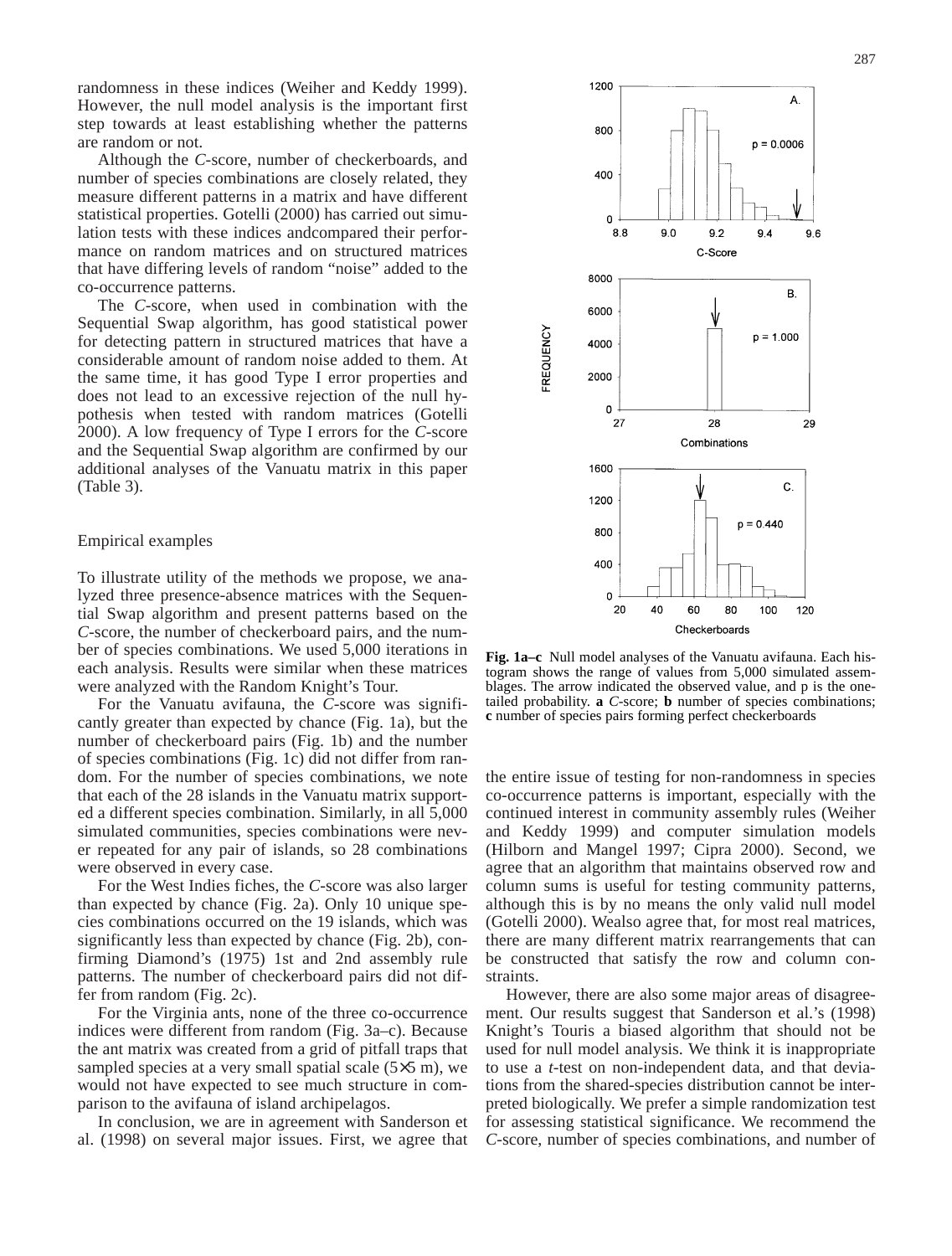randomness in these indices (Weiher and Keddy 1999). However, the null model analysis is the important first step towards at least establishing whether the patterns are random or not.

Although the *C*-score, number of checkerboards, and number of species combinations are closely related, they measure different patterns in a matrix and have different statistical properties. Gotelli (2000) has carried out simulation tests with these indices andcompared their performance on random matrices and on structured matrices that have differing levels of random "noise" added to the co-occurrence patterns.

The *C*-score, when used in combination with the Sequential Swap algorithm, has good statistical power for detecting pattern in structured matrices that have a considerable amount of random noise added to them. At the same time, it has good Type I error properties and does not lead to an excessive rejection of the null hypothesis when tested with random matrices (Gotelli 2000). A low frequency of Type I errors for the *C*-score and the Sequential Swap algorithm are confirmed by our additional analyses of the Vanuatu matrix in this paper (Table 3).

## Empirical examples

To illustrate utility of the methods we propose, we analyzed three presence-absence matrices with the Sequential Swap algorithm and present patterns based on the *C*-score, the number of checkerboard pairs, and the number of species combinations. We used 5,000 iterations in each analysis. Results were similar when these matrices were analyzed with the Random Knight's Tour.

For the Vanuatu avifauna, the *C*-score was significantly greater than expected by chance (Fig. 1a), but the number of checkerboard pairs (Fig. 1b) and the number of species combinations (Fig. 1c) did not differ from random. For the number of species combinations, we note that each of the 28 islands in the Vanuatu matrix supported a different species combination. Similarly, in all 5,000 simulated communities, species combinations were never repeated for any pair of islands, so 28 combinations were observed in every case.

For the West Indies fiches, the *C*-score was also larger than expected by chance (Fig. 2a). Only 10 unique species combinations occurred on the 19 islands, which was significantly less than expected by chance (Fig. 2b), confirming Diamond's (1975) 1st and 2nd assembly rule patterns. The number of checkerboard pairs did not differ from random (Fig. 2c).

For the Virginia ants, none of the three co-occurrence indices were different from random (Fig. 3a–c). Because the ant matrix was created from a grid of pitfall traps that sampled species at a very small spatial scale (5×5 m), we would not have expected to see much structure in comparison to the avifauna of island archipelagos.

In conclusion, we are in agreement with Sanderson et al. (1998) on several major issues. First, we agree that the entire issue of testing for non-randomness in species co-occurrence patterns is important, especially with the continued interest in community assembly rules (Weiher and Keddy 1999) and computer simulation models (Hilborn and Mangel 1997; Cipra 2000). Second, we agree that an algorithm that maintains observed row and column sums is useful for testing community patterns, although this is by no means the only valid null model (Gotelli 2000). Wealso agree that, for most real matrices, there are many different matrix rearrangements that can be constructed that satisfy the row and column constraints.

However, there are also some major areas of disagreement. Our results suggest that Sanderson et al.'s (1998) Knight's Touris a biased algorithm that should not be used for null model analysis. We think it is inappropriate to use a *t*-test on non-independent data, and that deviations from the shared-species distribution cannot be interpreted biologically. We prefer a simple randomization test for assessing statistical significance. We recommend the *C*-score, number of species combinations, and number of

**Fig. 1a–c** Null model analyses of the Vanuatu avifauna. Each histogram shows the range of values from 5,000 simulated assemblages. The arrow indicated the observed value, and p is the one-tailed probability. **a** *C*-score; **b** number of species combinations; **c** number of species pairs forming perfect checkerboards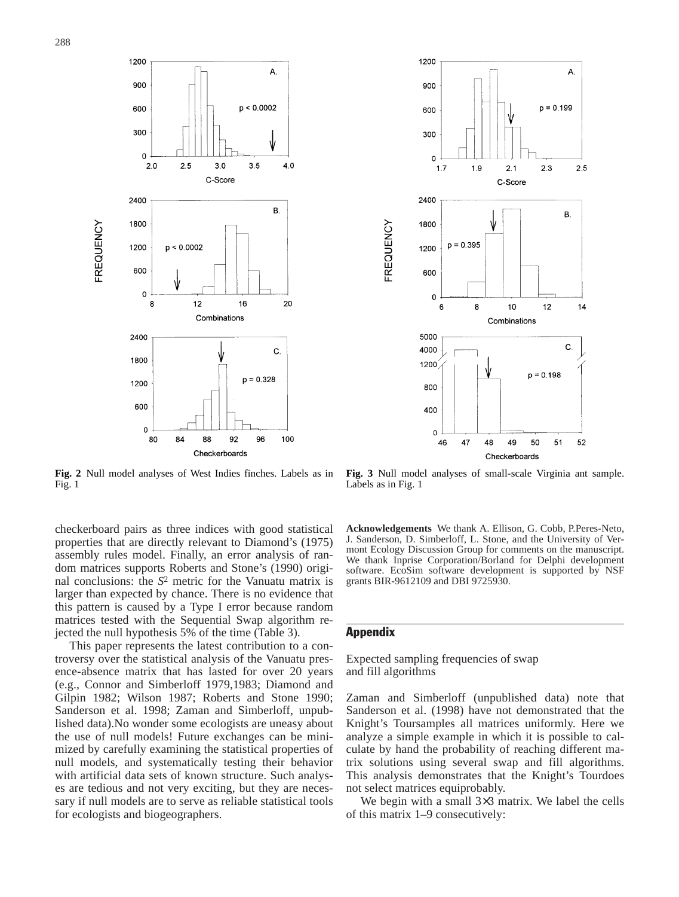**Fig. 2** Null model analyses of West Indies finches. Labels as in Fig. 1

**Fig. 3** Null model analyses of small-scale Virginia ant sample. Labels as in Fig. 1

checkerboard pairs as three indices with good statistical properties that are directly relevant to Diamond's (1975) assembly rules model. Finally, an error analysis of random matrices supports Roberts and Stone's (1990) original conclusions: the $S^2$ metric for the Vanuatu matrix is larger than expected by chance. There is no evidence that this pattern is caused by a Type I error because random matrices tested with the Sequential Swap algorithm rejected the null hypothesis 5% of the time (Table 3).

This paper represents the latest contribution to a controversy over the statistical analysis of the Vanuatu presence-absence matrix that has lasted for over 20 years (e.g., Connor and Simberloff 1979,1983; Diamond and Gilpin 1982; Wilson 1987; Roberts and Stone 1990; Sanderson et al. 1998; Zaman and Simberloff, unpublished data).No wonder some ecologists are uneasy about the use of null models! Future exchanges can be minimized by carefully examining the statistical properties of null models, and systematically testing their behavior with artificial data sets of known structure. Such analyses are tedious and not very exciting, but they are necessary if null models are to serve as reliable statistical tools for ecologists and biogeographers.

**Acknowledgements** We thank A. Ellison, G. Cobb, P.Peres-Neto, J. Sanderson, D. Simberloff, L. Stone, and the University of Vermont Ecology Discussion Group for comments on the manuscript. We thank Inprise Corporation/Borland for Delphi development software. EcoSim software development is supported by NSF grants BIR-9612109 and DBI 9725930.

## Appendix

Expected sampling frequencies of swap and fill algorithms

Zaman and Simberloff (unpublished data) note that Sanderson et al. (1998) have not demonstrated that the Knight's Toursamples all matrices uniformly. Here we analyze a simple example in which it is possible to calculate by hand the probability of reaching different matrix solutions using several swap and fill algorithms. This analysis demonstrates that the Knight's Tourdoes not select matrices equiprobably.

We begin with a small 3×3 matrix. We label the cells of this matrix 1–9 consecutively: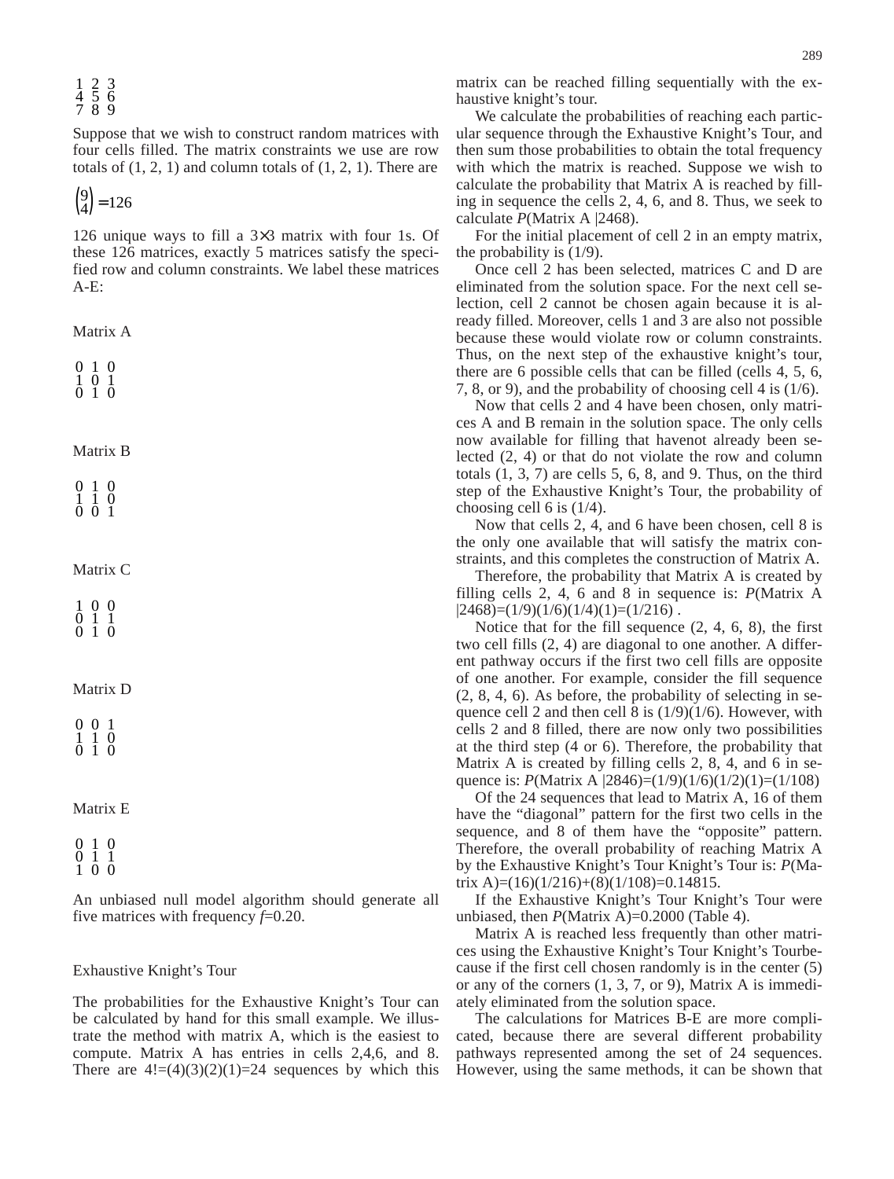$$\begin{matrix} 1 & 2 & 3 \\ 4 & 5 & 6 \\ 7 & 8 & 9 \end{matrix}$$

Suppose that we wish to construct random matrices with four cells filled. The matrix constraints we use are row totals of (1, 2, 1) and column totals of (1, 2, 1). There are

$$\binom{9}{4} = 126$$

126 unique ways to fill a 3×3 matrix with four 1s. Of these 126 matrices, exactly 5 matrices satisfy the specified row and column constraints. We label these matrices A-E:

Matrix A

$$\begin{matrix} 0 & 1 & 0 \\ 1 & 0 & 1 \\ 0 & 1 & 0 \end{matrix}$$

Matrix B

$$\begin{matrix} 0 & 1 & 0 \\ 1 & 1 & 0 \\ 0 & 0 & 1 \end{matrix}$$

Matrix C

$$\begin{matrix} 1 & 0 & 0 \\ 0 & 1 & 1 \\ 0 & 1 & 0 \end{matrix}$$

Matrix D

$$\begin{matrix} 0 & 0 & 1 \\ 1 & 1 & 0 \\ 0 & 1 & 0 \end{matrix}$$

Matrix E

$$\begin{matrix} 0 & 1 & 0 \\ 0 & 1 & 1 \\ 1 & 0 & 0 \end{matrix}$$

An unbiased null model algorithm should generate all five matrices with frequency $f$=0.20.

## Exhaustive Knight's Tour

The probabilities for the Exhaustive Knight's Tour can be calculated by hand for this small example. We illustrate the method with matrix A, which is the easiest to compute. Matrix A has entries in cells 2,4,6, and 8. There are 4!=(4)(3)(2)(1)=24 sequences by which this matrix can be reached filling sequentially with the exhaustive knight's tour.

We calculate the probabilities of reaching each particular sequence through the Exhaustive Knight's Tour, and then sum those probabilities to obtain the total frequency with which the matrix is reached. Suppose we wish to calculate the probability that Matrix A is reached by filling in sequence the cells 2, 4, 6, and 8. Thus, we seek to calculate $P$(Matrix A |2468).

For the initial placement of cell 2 in an empty matrix, the probability is (1/9).

Once cell 2 has been selected, matrices C and D are eliminated from the solution space. For the next cell selection, cell 2 cannot be chosen again because it is already filled. Moreover, cells 1 and 3 are also not possible because these would violate row or column constraints. Thus, on the next step of the exhaustive knight's tour, there are 6 possible cells that can be filled (cells 4, 5, 6, 7, 8, or 9), and the probability of choosing cell 4 is (1/6).

Now that cells 2 and 4 have been chosen, only matrices A and B remain in the solution space. The only cells now available for filling that havenot already been selected (2, 4) or that do not violate the row and column totals (1, 3, 7) are cells 5, 6, 8, and 9. Thus, on the third step of the Exhaustive Knight's Tour, the probability of choosing cell 6 is (1/4).

Now that cells 2, 4, and 6 have been chosen, cell 8 is the only one available that will satisfy the matrix constraints, and this completes the construction of Matrix A.

Therefore, the probability that Matrix A is created by filling cells 2, 4, 6 and 8 in sequence is: $P$(Matrix A |2468)=(1/9)(1/6)(1/4)(1)=(1/216) .

Notice that for the fill sequence (2, 4, 6, 8), the first two cell fills (2, 4) are diagonal to one another. A different pathway occurs if the first two cell fills are opposite of one another. For example, consider the fill sequence (2, 8, 4, 6). As before, the probability of selecting in sequence cell 2 and then cell 8 is (1/9)(1/6). However, with cells 2 and 8 filled, there are now only two possibilities at the third step (4 or 6). Therefore, the probability that Matrix A is created by filling cells 2, 8, 4, and 6 in sequence is: $P$(Matrix A |2846)=(1/9)(1/6)(1/2)(1)=(1/108)

Of the 24 sequences that lead to Matrix A, 16 of them have the "diagonal" pattern for the first two cells in the sequence, and 8 of them have the "opposite" pattern. Therefore, the overall probability of reaching Matrix A by the Exhaustive Knight's Tour Knight's Tour is: $P$(Matrix A)=(16)(1/216)+(8)(1/108)=0.14815.

If the Exhaustive Knight's Tour Knight's Tour were unbiased, then $P$(Matrix A)=0.2000 (Table 4).

Matrix A is reached less frequently than other matrices using the Exhaustive Knight's Tour Knight's Tourbecause if the first cell chosen randomly is in the center (5) or any of the corners (1, 3, 7, or 9), Matrix A is immediately eliminated from the solution space.

The calculations for Matrices B-E are more complicated, because there are several different probability pathways represented among the set of 24 sequences. However, using the same methods, it can be shown that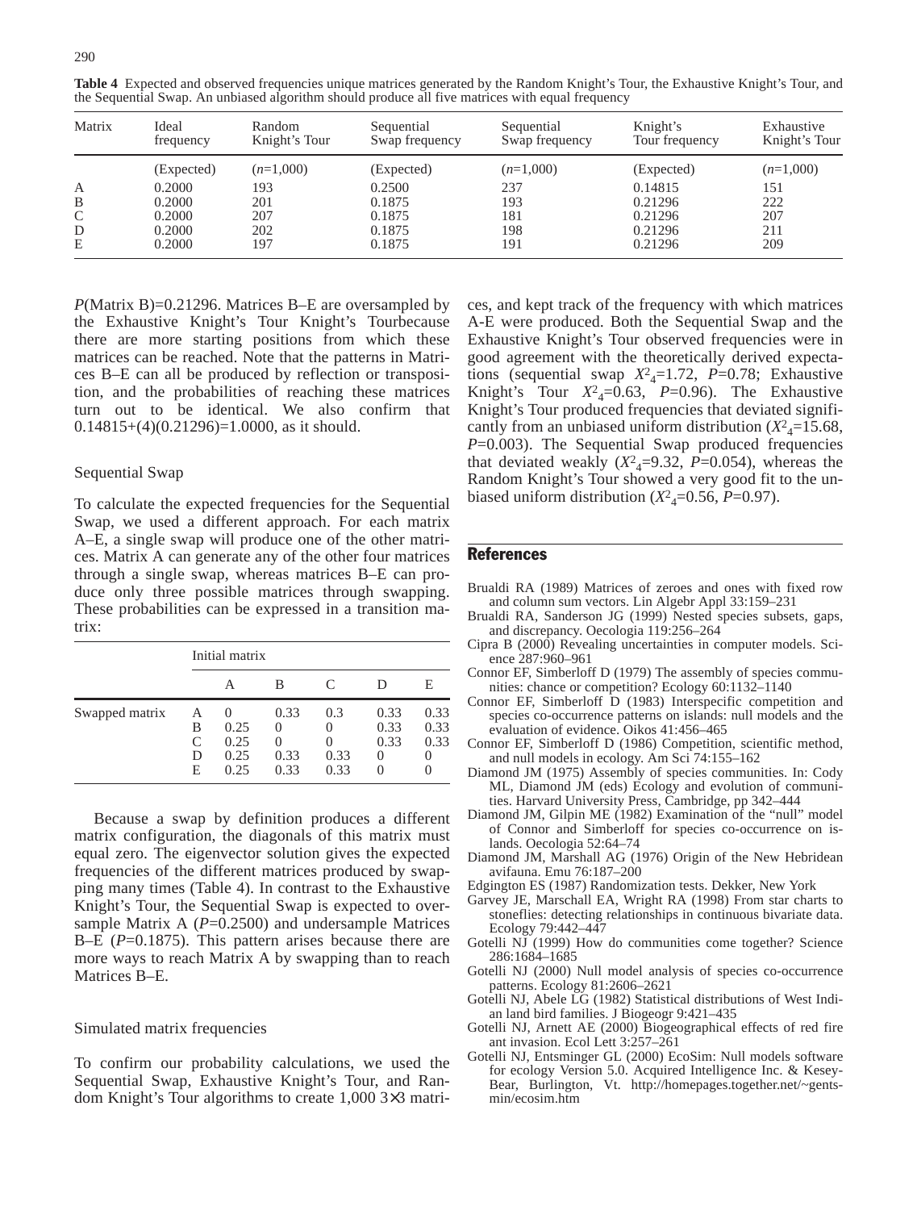**Table 4** Expected and observed frequencies unique matrices generated by the Random Knight's Tour, the Exhaustive Knight's Tour, and the Sequential Swap. An unbiased algorithm should produce all five matrices with equal frequency

| Matrix | Ideal frequency | Random Knight's Tour | Sequential Swap frequency | Sequential Swap frequency | Knight's Tour frequency | Exhaustive Knight's Tour |
|---|---|---|---|---|---|---|
| | (Expected) | ($n$=1,000) | (Expected) | ($n$=1,000) | (Expected) | ($n$=1,000) |
| A | 0.2000 | 193 | 0.2500 | 237 | 0.14815 | 151 |
| B | 0.2000 | 201 | 0.1875 | 193 | 0.21296 | 222 |
| C | 0.2000 | 207 | 0.1875 | 181 | 0.21296 | 207 |
| D | 0.2000 | 202 | 0.1875 | 198 | 0.21296 | 211 |
| E | 0.2000 | 197 | 0.1875 | 191 | 0.21296 | 209 |

*P*(Matrix B)=0.21296. Matrices B–E are oversampled by the Exhaustive Knight's Tour Knight's Tourbecause there are more starting positions from which these matrices can be reached. Note that the patterns in Matrices B–E can all be produced by reflection or transposition, and the probabilities of reaching these matrices turn out to be identical. We also confirm that 0.14815+(4)(0.21296)=1.0000, as it should.

### Sequential Swap

To calculate the expected frequencies for the Sequential Swap, we used a different approach. For each matrix A–E, a single swap will produce one of the other matrices. Matrix A can generate any of the other four matrices through a single swap, whereas matrices B–E can produce only three possible matrices through swapping. These probabilities can be expressed in a transition matrix:

| | | Initial matrix | | | | |
|---|---|---|---|---|---|---|
| | | A | B | C | D | E |
| Swapped matrix | A | 0 | 0.33 | 0.3 | 0.33 | 0.33 |
| | B | 0.25 | 0 | 0 | 0.33 | 0.33 |
| | C | 0.25 | 0 | 0 | 0.33 | 0.33 |
| | D | 0.25 | 0.33 | 0.33 | 0 | 0 |
| | E | 0.25 | 0.33 | 0.33 | 0 | 0 |

Because a swap by definition produces a different matrix configuration, the diagonals of this matrix must equal zero. The eigenvector solution gives the expected frequencies of the different matrices produced by swapping many times (Table 4). In contrast to the Exhaustive Knight's Tour, the Sequential Swap is expected to oversample Matrix A (*P*=0.2500) and undersample Matrices B–E (*P*=0.1875). This pattern arises because there are more ways to reach Matrix A by swapping than to reach Matrices B–E.

### Simulated matrix frequencies

To confirm our probability calculations, we used the Sequential Swap, Exhaustive Knight's Tour, and Random Knight's Tour algorithms to create 1,000 3×3 matrices, and kept track of the frequency with which matrices A-E were produced. Both the Sequential Swap and the Exhaustive Knight's Tour observed frequencies were in good agreement with the theoretically derived expectations (sequential swap $X^2_4$=1.72, *P*=0.78; Exhaustive Knight's Tour $X^2_4$=0.63, *P*=0.96). The Exhaustive Knight's Tour produced frequencies that deviated significantly from an unbiased uniform distribution ($X^2_4$=15.68, *P*=0.003). The Sequential Swap produced frequencies that deviated weakly ($X^2_4$=9.32, *P*=0.054), whereas the Random Knight's Tour showed a very good fit to the unbiased uniform distribution ($X^2_4$=0.56, *P*=0.97).

## References

- Brualdi RA (1989) Matrices of zeroes and ones with fixed row and column sum vectors. Lin Algebr Appl 33:159–231
- Brualdi RA, Sanderson JG (1999) Nested species subsets, gaps, and discrepancy. Oecologia 119:256–264
- Cipra B (2000) Revealing uncertainties in computer models. Science 287:960–961
- Connor EF, Simberloff D (1979) The assembly of species communities: chance or competition? Ecology 60:1132–1140
- Connor EF, Simberloff D (1983) Interspecific competition and species co-occurrence patterns on islands: null models and the evaluation of evidence. Oikos 41:456–465
- Connor EF, Simberloff D (1986) Competition, scientific method, and null models in ecology. Am Sci 74:155–162
- Diamond JM (1975) Assembly of species communities. In: Cody ML, Diamond JM (eds) Ecology and evolution of communities. Harvard University Press, Cambridge, pp 342–444
- Diamond JM, Gilpin ME (1982) Examination of the "null" model of Connor and Simberloff for species co-occurrence on islands. Oecologia 52:64–74
- Diamond JM, Marshall AG (1976) Origin of the New Hebridean avifauna. Emu 76:187–200
- Edgington ES (1987) Randomization tests. Dekker, New York
- Garvey JE, Marschall EA, Wright RA (1998) From star charts to stoneflies: detecting relationships in continuous bivariate data. Ecology 79:442–447
- Gotelli NJ (1999) How do communities come together? Science 286:1684–1685
- Gotelli NJ (2000) Null model analysis of species co-occurrence patterns. Ecology 81:2606–2621
- Gotelli NJ, Abele LG (1982) Statistical distributions of West Indian land bird families. J Biogeogr 9:421–435
- Gotelli NJ, Arnett AE (2000) Biogeographical effects of red fire ant invasion. Ecol Lett 3:257–261
- Gotelli NJ, Entsminger GL (2000) EcoSim: Null models software for ecology Version 5.0. Acquired Intelligence Inc. & Kesey-Bear, Burlington, Vt. http://homepages.together.net/~gentsmin/ecosim.htm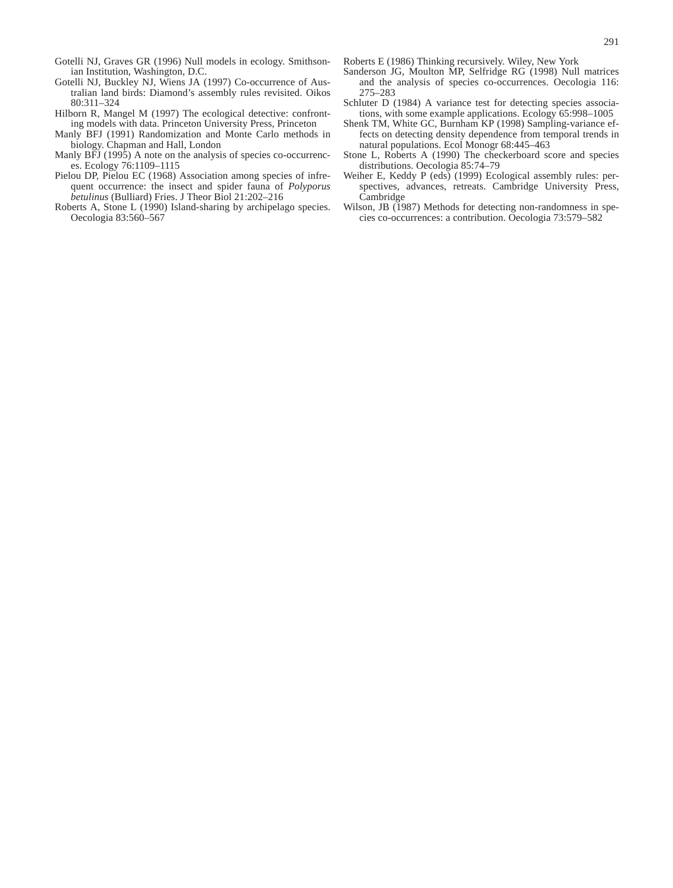Gotelli NJ, Graves GR (1996) Null models in ecology. Smithsonian Institution, Washington, D.C.

Gotelli NJ, Buckley NJ, Wiens JA (1997) Co-occurrence of Australian land birds: Diamond's assembly rules revisited. Oikos 80:311–324

Hilborn R, Mangel M (1997) The ecological detective: confronting models with data. Princeton University Press, Princeton

Manly BFJ (1991) Randomization and Monte Carlo methods in biology. Chapman and Hall, London

Manly BFJ (1995) A note on the analysis of species co-occurrences. Ecology 76:1109–1115

Pielou DP, Pielou EC (1968) Association among species of infrequent occurrence: the insect and spider fauna of *Polyporus betulinus* (Bulliard) Fries. J Theor Biol 21:202–216

Roberts A, Stone L (1990) Island-sharing by archipelago species. Oecologia 83:560–567

Roberts E (1986) Thinking recursively. Wiley, New York

Sanderson JG, Moulton MP, Selfridge RG (1998) Null matrices and the analysis of species co-occurrences. Oecologia 116: 275–283

Schluter D (1984) A variance test for detecting species associations, with some example applications. Ecology 65:998–1005

Shenk TM, White GC, Burnham KP (1998) Sampling-variance effects on detecting density dependence from temporal trends in natural populations. Ecol Monogr 68:445–463

Stone L, Roberts A (1990) The checkerboard score and species distributions. Oecologia 85:74–79

Weiher E, Keddy P (eds) (1999) Ecological assembly rules: perspectives, advances, retreats. Cambridge University Press, Cambridge

Wilson, JB (1987) Methods for detecting non-randomness in species co-occurrences: a contribution. Oecologia 73:579–582